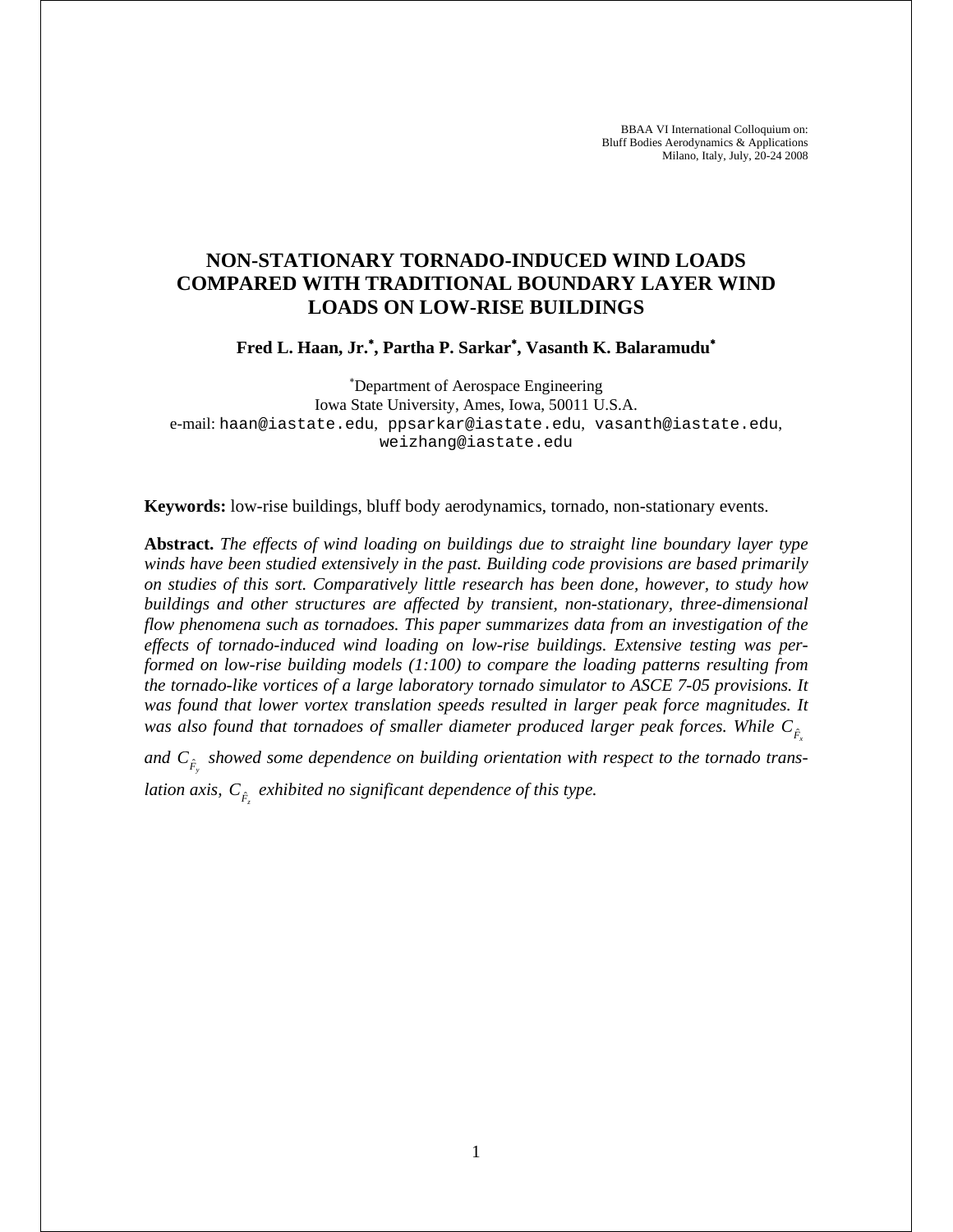BBAA VI International Colloquium on:
Bluff Bodies Aerodynamics & Applications
Milano, Italy, July, 20-24 2008

# NON-STATIONARY TORNADO-INDUCED WIND LOADS COMPARED WITH TRADITIONAL BOUNDARY LAYER WIND LOADS ON LOW-RISE BUILDINGS

**Fred L. Haan, Jr.[*], Partha P. Sarkar[*], Vasanth K. Balaramudu[*]**

[*]Department of Aerospace Engineering
Iowa State University, Ames, Iowa, 50011 U.S.A.
e-mail: haan@iastate.edu, ppsarkar@iastate.edu, vasanth@iastate.edu, weizhang@iastate.edu

**Keywords:** low-rise buildings, bluff body aerodynamics, tornado, non-stationary events.

**Abstract.** *The effects of wind loading on buildings due to straight line boundary layer type winds have been studied extensively in the past. Building code provisions are based primarily on studies of this sort. Comparatively little research has been done, however, to study how buildings and other structures are affected by transient, non-stationary, three-dimensional flow phenomena such as tornadoes. This paper summarizes data from an investigation of the effects of tornado-induced wind loading on low-rise buildings. Extensive testing was performed on low-rise building models (1:100) to compare the loading patterns resulting from the tornado-like vortices of a large laboratory tornado simulator to ASCE 7-05 provisions. It was found that lower vortex translation speeds resulted in larger peak force magnitudes. It was also found that tornadoes of smaller diameter produced larger peak forces. While $C_{\hat{F}_x}$ and $C_{\hat{F}_y}$ showed some dependence on building orientation with respect to the tornado translation axis, $C_{\hat{F}_z}$ exhibited no significant dependence of this type.*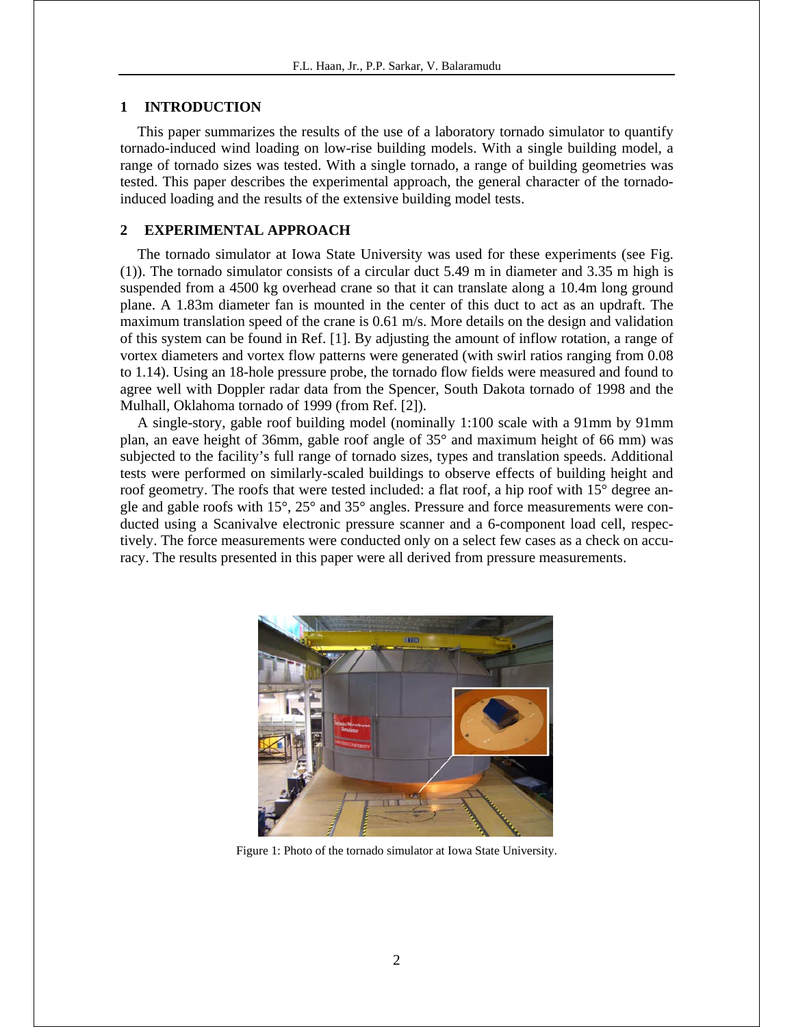## 1 INTRODUCTION

This paper summarizes the results of the use of a laboratory tornado simulator to quantify tornado-induced wind loading on low-rise building models. With a single building model, a range of tornado sizes was tested. With a single tornado, a range of building geometries was tested. This paper describes the experimental approach, the general character of the tornado-induced loading and the results of the extensive building model tests.

## 2 EXPERIMENTAL APPROACH

The tornado simulator at Iowa State University was used for these experiments (see Fig. (1)). The tornado simulator consists of a circular duct 5.49 m in diameter and 3.35 m high is suspended from a 4500 kg overhead crane so that it can translate along a 10.4m long ground plane. A 1.83m diameter fan is mounted in the center of this duct to act as an updraft. The maximum translation speed of the crane is 0.61 m/s. More details on the design and validation of this system can be found in Ref. [1]. By adjusting the amount of inflow rotation, a range of vortex diameters and vortex flow patterns were generated (with swirl ratios ranging from 0.08 to 1.14). Using an 18-hole pressure probe, the tornado flow fields were measured and found to agree well with Doppler radar data from the Spencer, South Dakota tornado of 1998 and the Mulhall, Oklahoma tornado of 1999 (from Ref. [2]).

A single-story, gable roof building model (nominally 1:100 scale with a 91mm by 91mm plan, an eave height of 36mm, gable roof angle of 35° and maximum height of 66 mm) was subjected to the facility's full range of tornado sizes, types and translation speeds. Additional tests were performed on similarly-scaled buildings to observe effects of building height and roof geometry. The roofs that were tested included: a flat roof, a hip roof with 15° degree angle and gable roofs with 15°, 25° and 35° angles. Pressure and force measurements were conducted using a Scanivalve electronic pressure scanner and a 6-component load cell, respectively. The force measurements were conducted only on a select few cases as a check on accuracy. The results presented in this paper were all derived from pressure measurements.

Figure 1: Photo of the tornado simulator at Iowa State University.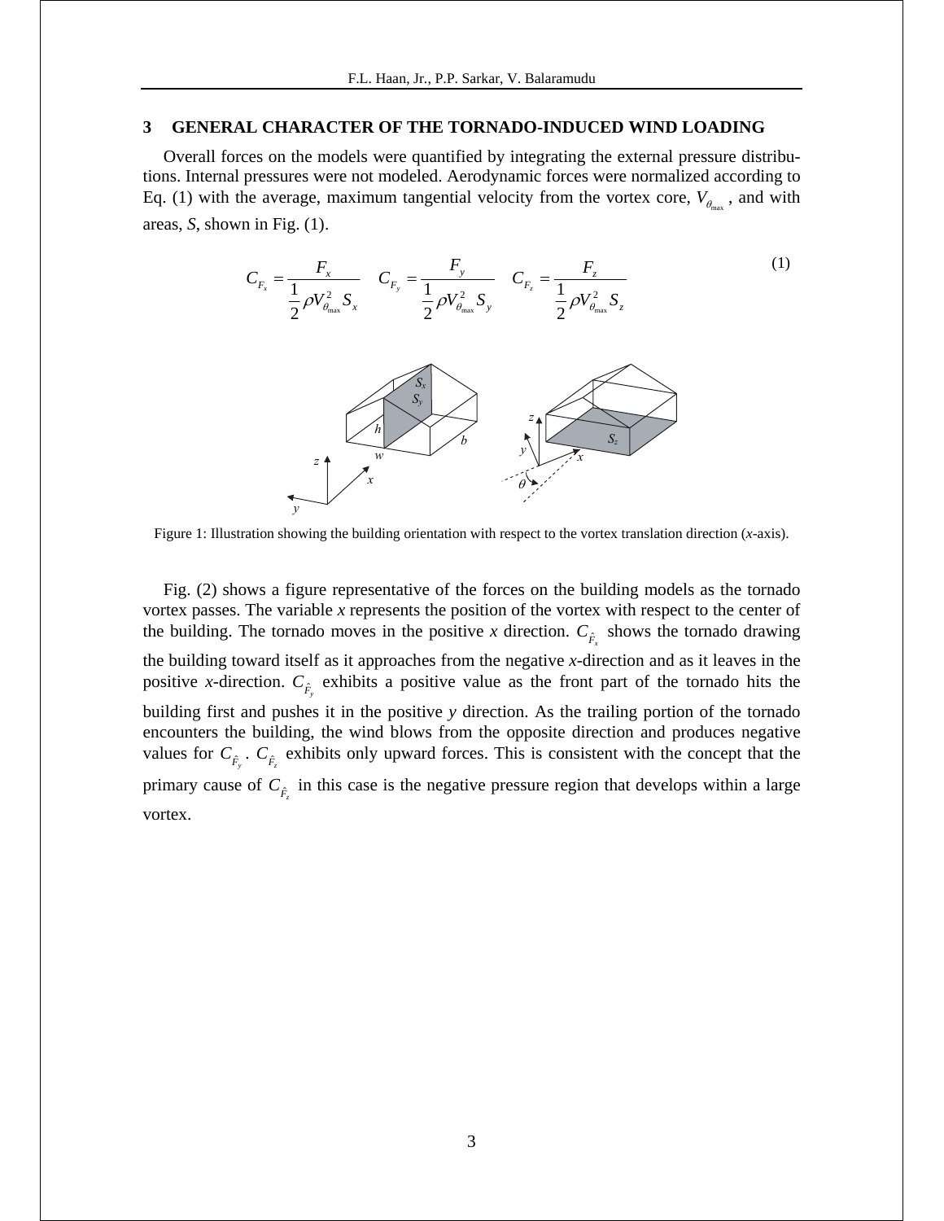## 3 GENERAL CHARACTER OF THE TORNADO-INDUCED WIND LOADING

Overall forces on the models were quantified by integrating the external pressure distributions. Internal pressures were not modeled. Aerodynamic forces were normalized according to Eq. (1) with the average, maximum tangential velocity from the vortex core, $V_{\theta_{\max}}$, and with areas, $S$, shown in Fig. (1).

$$C_{F_x} = \frac{F_x}{\frac{1}{2}\rho V_{\theta_{\max}}^2 S_x} \quad C_{F_y} = \frac{F_y}{\frac{1}{2}\rho V_{\theta_{\max}}^2 S_y} \quad C_{F_z} = \frac{F_z}{\frac{1}{2}\rho V_{\theta_{\max}}^2 S_z} \tag{1}$$

Figure 1: Illustration showing the building orientation with respect to the vortex translation direction ($x$-axis).

Fig. (2) shows a figure representative of the forces on the building models as the tornado vortex passes. The variable $x$ represents the position of the vortex with respect to the center of the building. The tornado moves in the positive $x$ direction. $C_{\hat{F}_x}$ shows the tornado drawing the building toward itself as it approaches from the negative $x$-direction and as it leaves in the positive $x$-direction. $C_{\hat{F}_y}$ exhibits a positive value as the front part of the tornado hits the building first and pushes it in the positive $y$ direction. As the trailing portion of the tornado encounters the building, the wind blows from the opposite direction and produces negative values for $C_{\hat{F}_y}$. $C_{\hat{F}_z}$ exhibits only upward forces. This is consistent with the concept that the primary cause of $C_{\hat{F}_z}$ in this case is the negative pressure region that develops within a large vortex.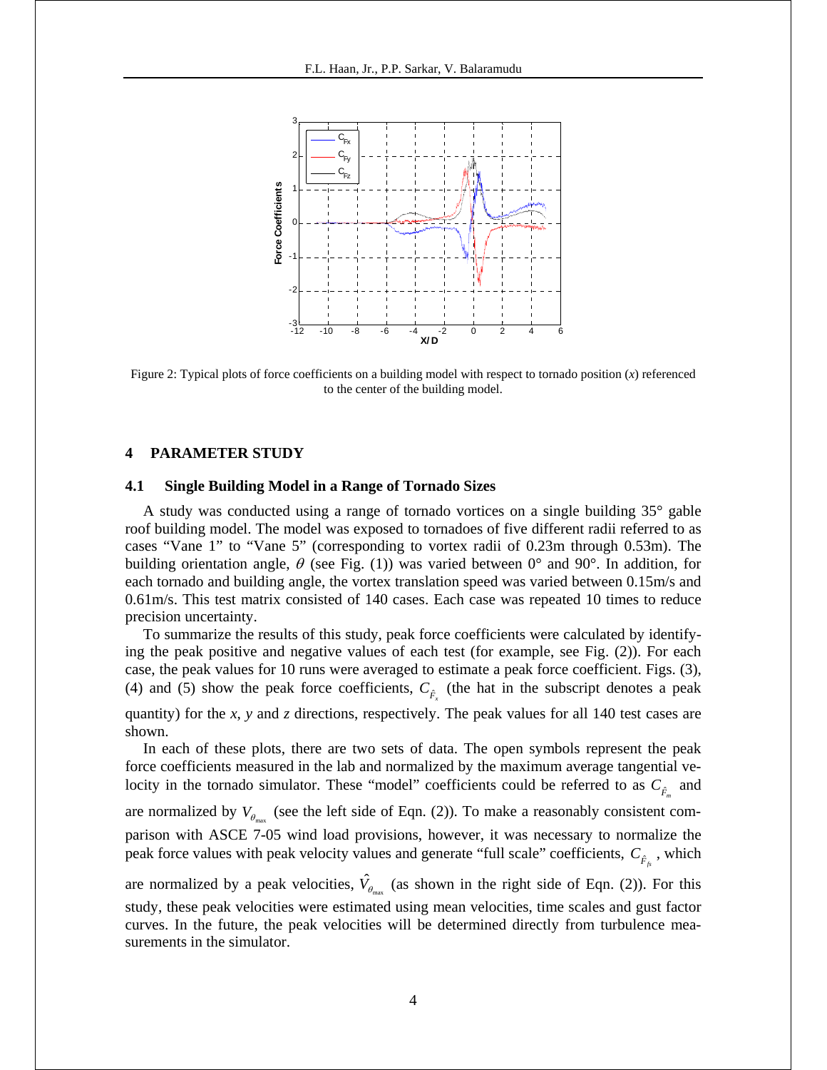Figure 2: Typical plots of force coefficients on a building model with respect to tornado position (*x*) referenced to the center of the building model.

## 4 PARAMETER STUDY

### 4.1 Single Building Model in a Range of Tornado Sizes

A study was conducted using a range of tornado vortices on a single building 35° gable roof building model. The model was exposed to tornadoes of five different radii referred to as cases "Vane 1" to "Vane 5" (corresponding to vortex radii of 0.23m through 0.53m). The building orientation angle, $\theta$ (see Fig. (1)) was varied between 0° and 90°. In addition, for each tornado and building angle, the vortex translation speed was varied between 0.15m/s and 0.61m/s. This test matrix consisted of 140 cases. Each case was repeated 10 times to reduce precision uncertainty.

To summarize the results of this study, peak force coefficients were calculated by identifying the peak positive and negative values of each test (for example, see Fig. (2)). For each case, the peak values for 10 runs were averaged to estimate a peak force coefficient. Figs. (3), (4) and (5) show the peak force coefficients, $C_{\hat{F}_x}$ (the hat in the subscript denotes a peak quantity) for the *x*, *y* and *z* directions, respectively. The peak values for all 140 test cases are shown.

In each of these plots, there are two sets of data. The open symbols represent the peak force coefficients measured in the lab and normalized by the maximum average tangential velocity in the tornado simulator. These "model" coefficients could be referred to as $C_{\hat{F}_m}$ and are normalized by $V_{\theta_{\max}}$ (see the left side of Eqn. (2)). To make a reasonably consistent comparison with ASCE 7-05 wind load provisions, however, it was necessary to normalize the peak force values with peak velocity values and generate "full scale" coefficients, $C_{\hat{F}_{fs}}$, which are normalized by a peak velocities, $\hat{V}_{\theta_{\max}}$ (as shown in the right side of Eqn. (2)). For this study, these peak velocities were estimated using mean velocities, time scales and gust factor curves. In the future, the peak velocities will be determined directly from turbulence measurements in the simulator.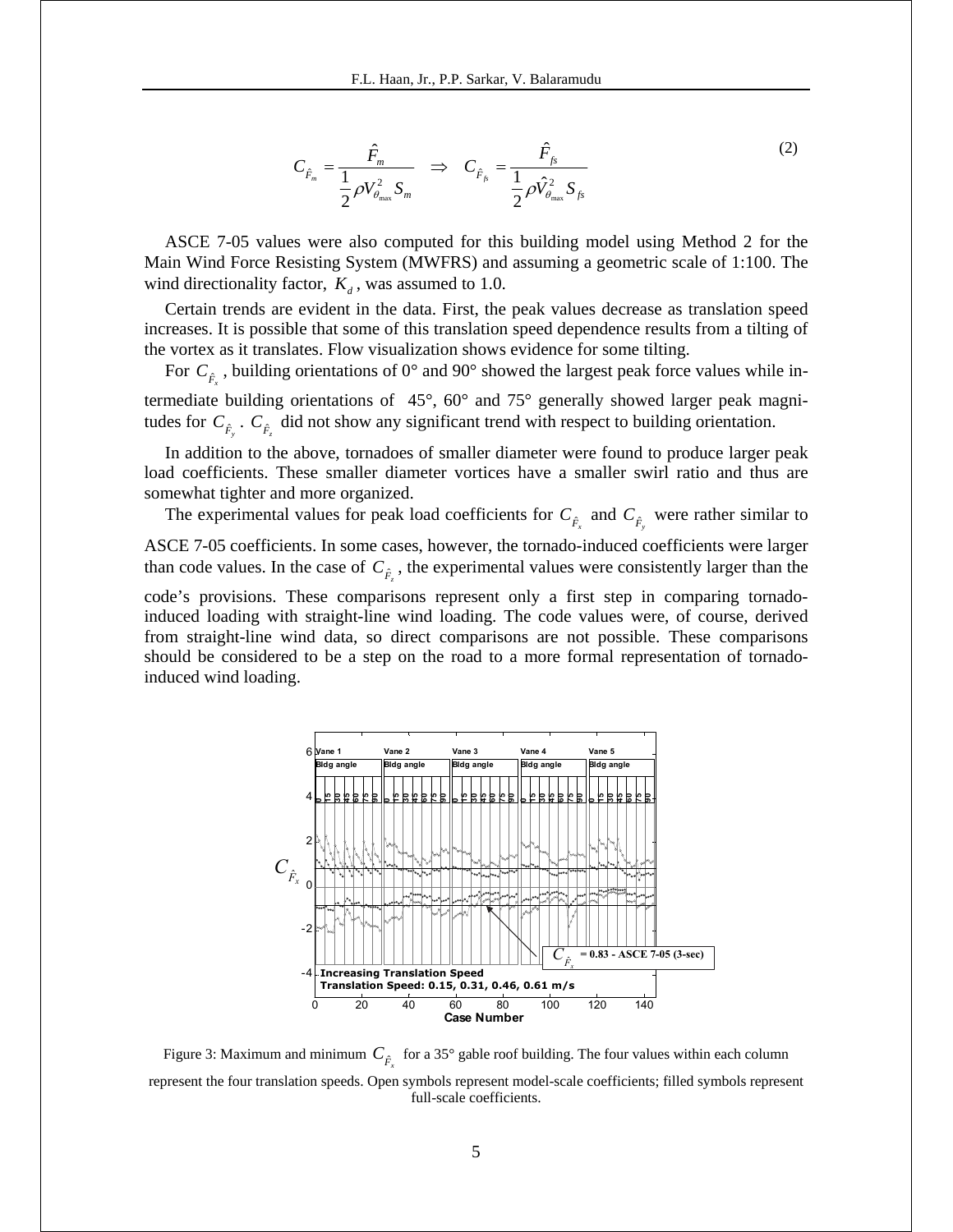$$C_{\hat{F}_m} = \frac{\hat{F}_m}{\frac{1}{2}\rho V_{\theta_{\max}}^2 S_m} \quad \Rightarrow \quad C_{\hat{F}_{fs}} = \frac{\hat{F}_{fs}}{\frac{1}{2}\rho \hat{V}_{\theta_{\max}}^2 S_{fs}} \tag{2}$$

ASCE 7-05 values were also computed for this building model using Method 2 for the Main Wind Force Resisting System (MWFRS) and assuming a geometric scale of 1:100. The wind directionality factor, $K_d$, was assumed to 1.0.

Certain trends are evident in the data. First, the peak values decrease as translation speed increases. It is possible that some of this translation speed dependence results from a tilting of the vortex as it translates. Flow visualization shows evidence for some tilting.

For $C_{\hat{F}_x}$, building orientations of 0° and 90° showed the largest peak force values while intermediate building orientations of 45°, 60° and 75° generally showed larger peak magnitudes for $C_{\hat{F}_y}$. $C_{\hat{F}_z}$ did not show any significant trend with respect to building orientation.

In addition to the above, tornadoes of smaller diameter were found to produce larger peak load coefficients. These smaller diameter vortices have a smaller swirl ratio and thus are somewhat tighter and more organized.

The experimental values for peak load coefficients for $C_{\hat{F}_x}$ and $C_{\hat{F}_y}$ were rather similar to ASCE 7-05 coefficients. In some cases, however, the tornado-induced coefficients were larger than code values. In the case of $C_{\hat{F}_z}$, the experimental values were consistently larger than the code's provisions. These comparisons represent only a first step in comparing tornado-induced loading with straight-line wind loading. The code values were, of course, derived from straight-line wind data, so direct comparisons are not possible. These comparisons should be considered to be a step on the road to a more formal representation of tornado-induced wind loading.

Figure 3: Maximum and minimum $C_{\hat{F}_x}$ for a 35° gable roof building. The four values within each column represent the four translation speeds. Open symbols represent model-scale coefficients; filled symbols represent full-scale coefficients.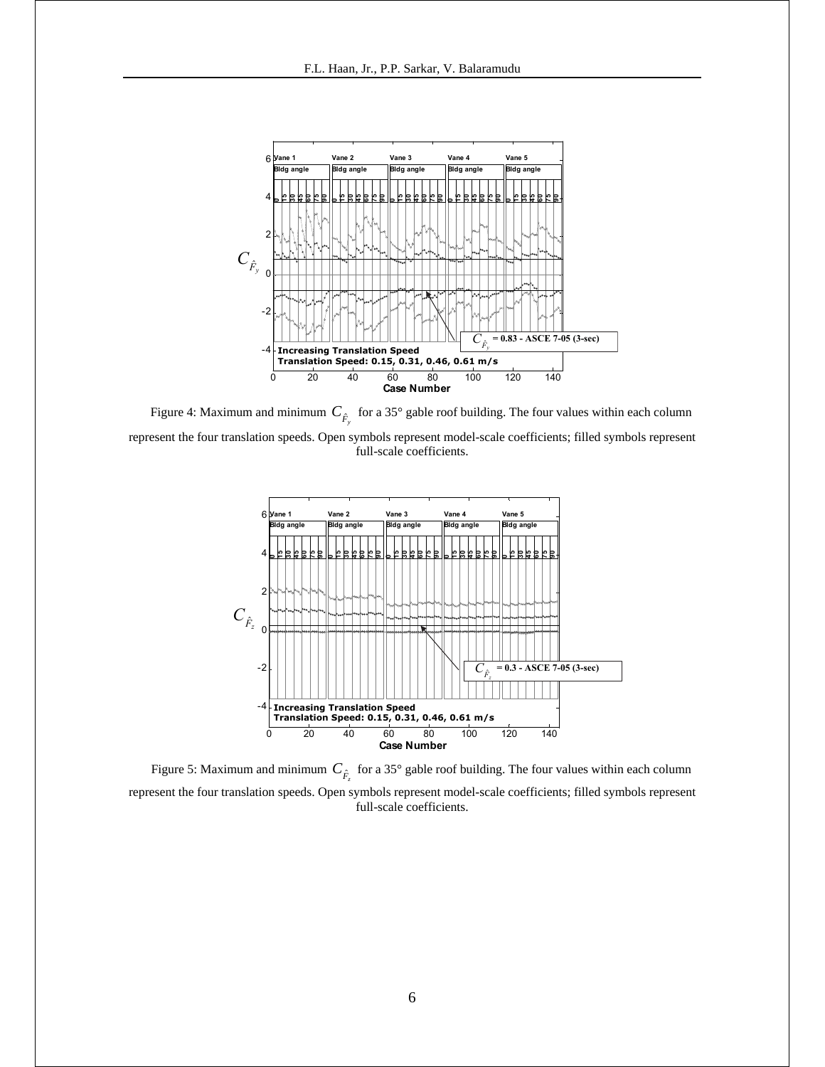Figure 4: Maximum and minimum $C_{\hat{F}_y}$ for a 35° gable roof building. The four values within each column represent the four translation speeds. Open symbols represent model-scale coefficients; filled symbols represent full-scale coefficients.

Figure 5: Maximum and minimum $C_{\hat{F}_z}$ for a 35° gable roof building. The four values within each column represent the four translation speeds. Open symbols represent model-scale coefficients; filled symbols represent full-scale coefficients.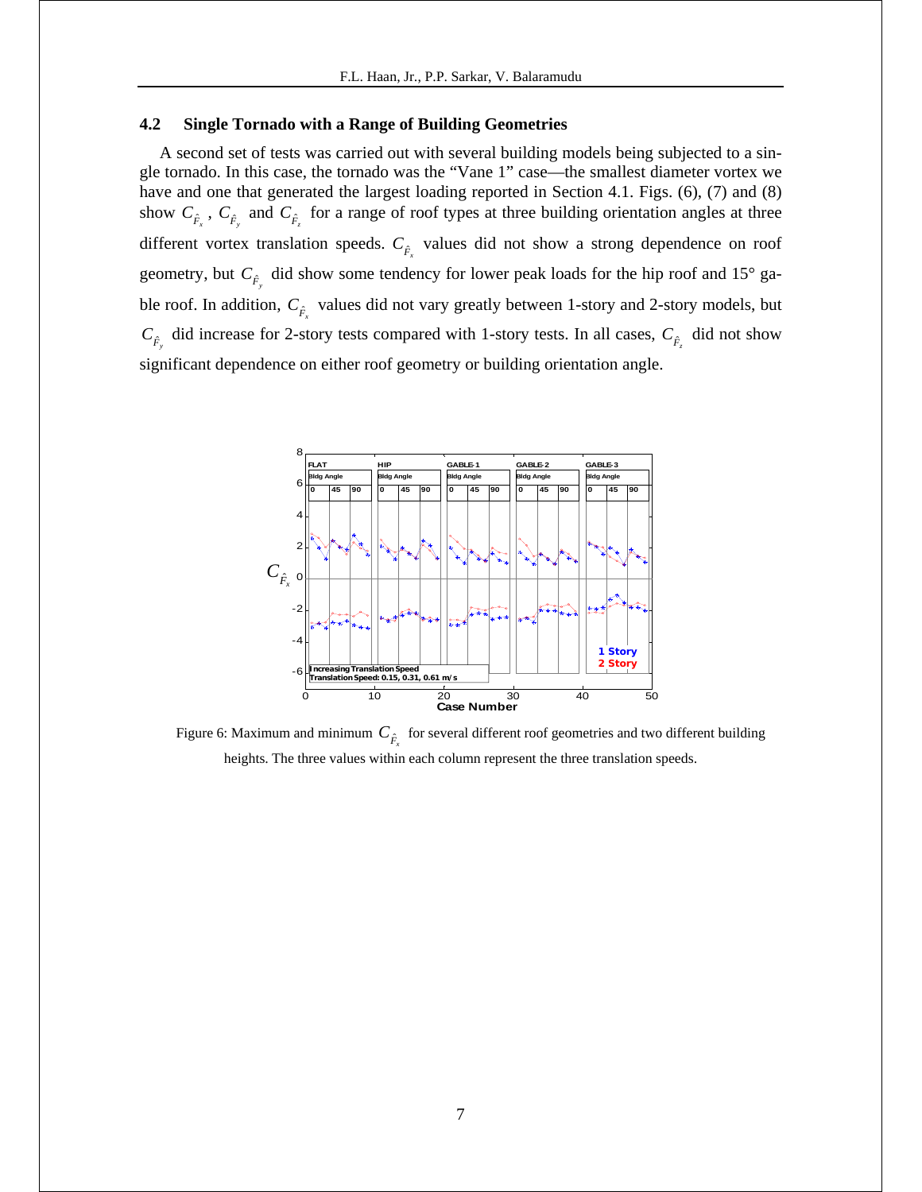### 4.2 Single Tornado with a Range of Building Geometries

A second set of tests was carried out with several building models being subjected to a single tornado. In this case, the tornado was the "Vane 1" case—the smallest diameter vortex we have and one that generated the largest loading reported in Section 4.1. Figs. (6), (7) and (8) show $C_{\hat{F}_x}$, $C_{\hat{F}_y}$ and $C_{\hat{F}_z}$ for a range of roof types at three building orientation angles at three different vortex translation speeds. $C_{\hat{F}_x}$ values did not show a strong dependence on roof geometry, but $C_{\hat{F}_y}$ did show some tendency for lower peak loads for the hip roof and 15° gable roof. In addition, $C_{\hat{F}_x}$ values did not vary greatly between 1-story and 2-story models, but $C_{\hat{F}_y}$ did increase for 2-story tests compared with 1-story tests. In all cases, $C_{\hat{F}_z}$ did not show significant dependence on either roof geometry or building orientation angle.

Figure 6: Maximum and minimum $C_{\hat{F}_x}$ for several different roof geometries and two different building heights. The three values within each column represent the three translation speeds.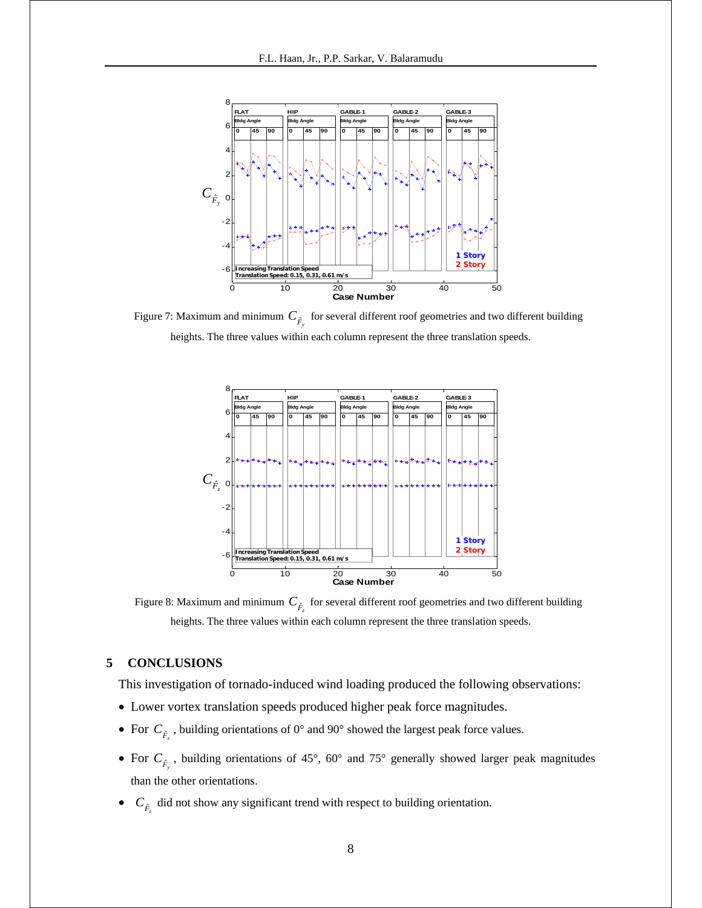Figure 7: Maximum and minimum $C_{\hat{F}_y}$ for several different roof geometries and two different building heights. The three values within each column represent the three translation speeds.

Figure 8: Maximum and minimum $C_{\hat{F}_z}$ for several different roof geometries and two different building heights. The three values within each column represent the three translation speeds.

## 5 CONCLUSIONS

This investigation of tornado-induced wind loading produced the following observations:

- Lower vortex translation speeds produced higher peak force magnitudes.
- For $C_{\hat{F}_x}$, building orientations of 0° and 90° showed the largest peak force values.
- For $C_{\hat{F}_y}$, building orientations of 45°, 60° and 75° generally showed larger peak magnitudes than the other orientations.
- $C_{\hat{F}_z}$ did not show any significant trend with respect to building orientation.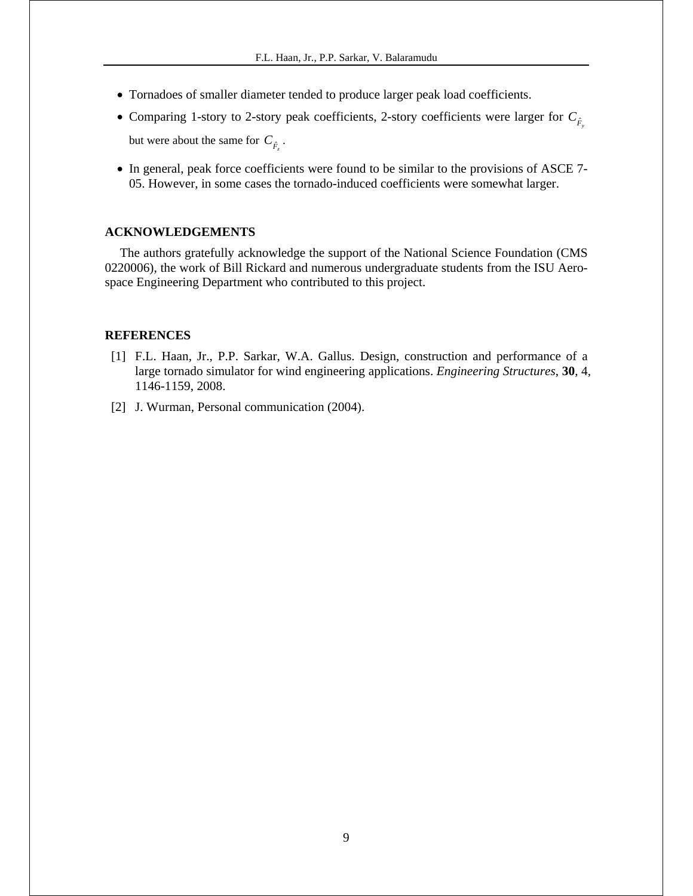- Tornadoes of smaller diameter tended to produce larger peak load coefficients.
- Comparing 1-story to 2-story peak coefficients, 2-story coefficients were larger for $C_{\hat{F}_y}$ but were about the same for $C_{\hat{F}_z}$.
- In general, peak force coefficients were found to be similar to the provisions of ASCE 7-05. However, in some cases the tornado-induced coefficients were somewhat larger.

## ACKNOWLEDGEMENTS

The authors gratefully acknowledge the support of the National Science Foundation (CMS 0220006), the work of Bill Rickard and numerous undergraduate students from the ISU Aerospace Engineering Department who contributed to this project.

## REFERENCES

[1] F.L. Haan, Jr., P.P. Sarkar, W.A. Gallus. Design, construction and performance of a large tornado simulator for wind engineering applications. *Engineering Structures*, **30**, 4, 1146-1159, 2008.

[2] J. Wurman, Personal communication (2004).